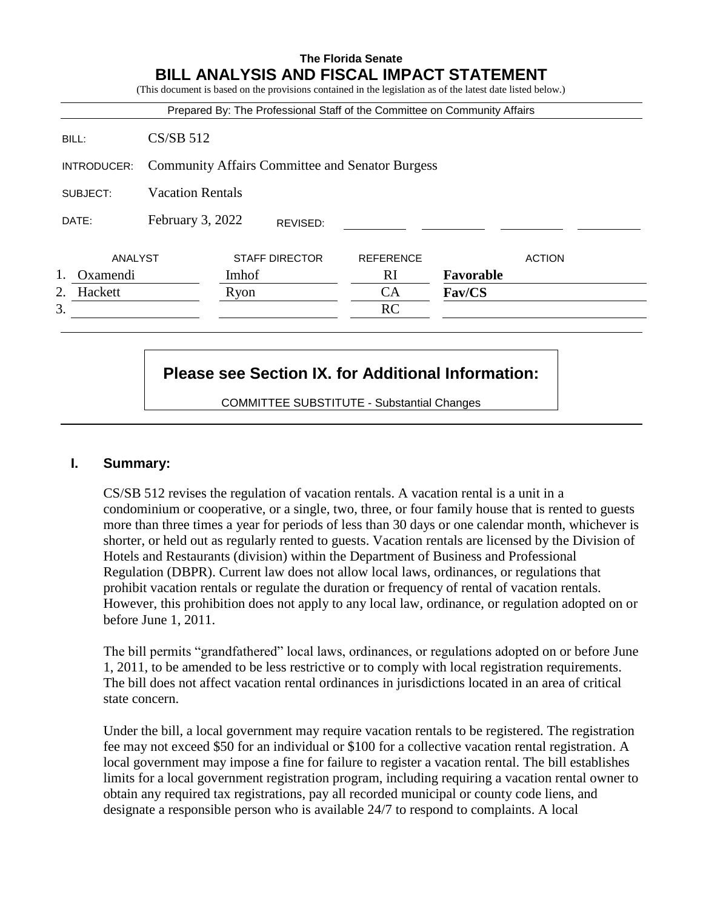# The Florida Senate
# BILL ANALYSIS AND FISCAL IMPACT STATEMENT

(This document is based on the provisions contained in the legislation as of the latest date listed below.)

Prepared By: The Professional Staff of the Committee on Community Affairs

| | |
|---|---|
| BILL: | CS/SB 512 |
| INTRODUCER: | Community Affairs Committee and Senator Burgess |
| SUBJECT: | Vacation Rentals |
| DATE: | February 3, 2022 REVISED: |

| | ANALYST | STAFF DIRECTOR | REFERENCE | ACTION |
|---|---|---|---|---|
| 1. | Oxamendi | Imhof | RI | **Favorable** |
| 2. | Hackett | Ryon | CA | **Fav/CS** |
| 3. | | | RC | |

**Please see Section IX. for Additional Information:**

COMMITTEE SUBSTITUTE - Substantial Changes

## I. Summary:

CS/SB 512 revises the regulation of vacation rentals. A vacation rental is a unit in a condominium or cooperative, or a single, two, three, or four family house that is rented to guests more than three times a year for periods of less than 30 days or one calendar month, whichever is shorter, or held out as regularly rented to guests. Vacation rentals are licensed by the Division of Hotels and Restaurants (division) within the Department of Business and Professional Regulation (DBPR). Current law does not allow local laws, ordinances, or regulations that prohibit vacation rentals or regulate the duration or frequency of rental of vacation rentals. However, this prohibition does not apply to any local law, ordinance, or regulation adopted on or before June 1, 2011.

The bill permits "grandfathered" local laws, ordinances, or regulations adopted on or before June 1, 2011, to be amended to be less restrictive or to comply with local registration requirements. The bill does not affect vacation rental ordinances in jurisdictions located in an area of critical state concern.

Under the bill, a local government may require vacation rentals to be registered. The registration fee may not exceed $50 for an individual or $100 for a collective vacation rental registration. A local government may impose a fine for failure to register a vacation rental. The bill establishes limits for a local government registration program, including requiring a vacation rental owner to obtain any required tax registrations, pay all recorded municipal or county code liens, and designate a responsible person who is available 24/7 to respond to complaints. A local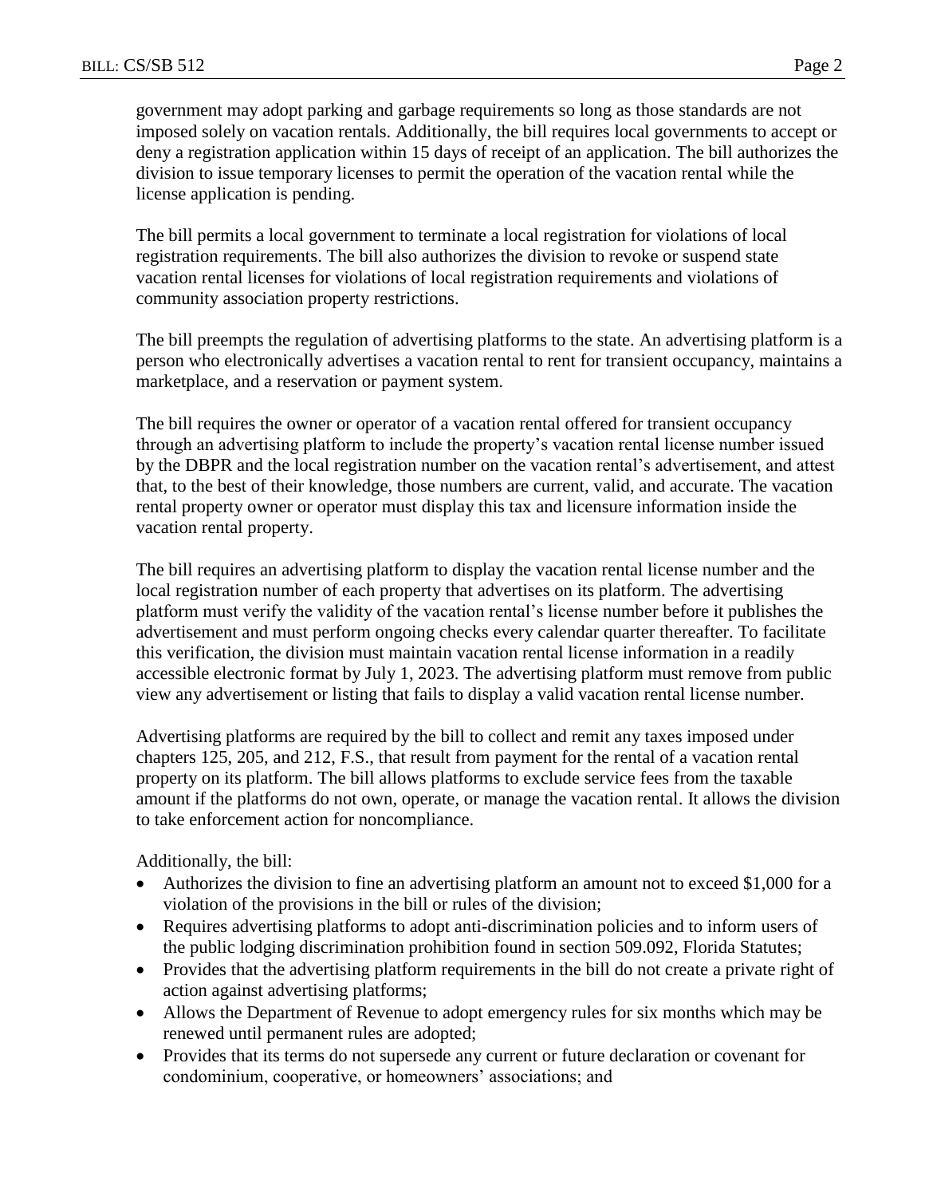government may adopt parking and garbage requirements so long as those standards are not imposed solely on vacation rentals. Additionally, the bill requires local governments to accept or deny a registration application within 15 days of receipt of an application. The bill authorizes the division to issue temporary licenses to permit the operation of the vacation rental while the license application is pending.

The bill permits a local government to terminate a local registration for violations of local registration requirements. The bill also authorizes the division to revoke or suspend state vacation rental licenses for violations of local registration requirements and violations of community association property restrictions.

The bill preempts the regulation of advertising platforms to the state. An advertising platform is a person who electronically advertises a vacation rental to rent for transient occupancy, maintains a marketplace, and a reservation or payment system.

The bill requires the owner or operator of a vacation rental offered for transient occupancy through an advertising platform to include the property's vacation rental license number issued by the DBPR and the local registration number on the vacation rental's advertisement, and attest that, to the best of their knowledge, those numbers are current, valid, and accurate. The vacation rental property owner or operator must display this tax and licensure information inside the vacation rental property.

The bill requires an advertising platform to display the vacation rental license number and the local registration number of each property that advertises on its platform. The advertising platform must verify the validity of the vacation rental's license number before it publishes the advertisement and must perform ongoing checks every calendar quarter thereafter. To facilitate this verification, the division must maintain vacation rental license information in a readily accessible electronic format by July 1, 2023. The advertising platform must remove from public view any advertisement or listing that fails to display a valid vacation rental license number.

Advertising platforms are required by the bill to collect and remit any taxes imposed under chapters 125, 205, and 212, F.S., that result from payment for the rental of a vacation rental property on its platform. The bill allows platforms to exclude service fees from the taxable amount if the platforms do not own, operate, or manage the vacation rental. It allows the division to take enforcement action for noncompliance.

Additionally, the bill:

- Authorizes the division to fine an advertising platform an amount not to exceed $1,000 for a violation of the provisions in the bill or rules of the division;
- Requires advertising platforms to adopt anti-discrimination policies and to inform users of the public lodging discrimination prohibition found in section 509.092, Florida Statutes;
- Provides that the advertising platform requirements in the bill do not create a private right of action against advertising platforms;
- Allows the Department of Revenue to adopt emergency rules for six months which may be renewed until permanent rules are adopted;
- Provides that its terms do not supersede any current or future declaration or covenant for condominium, cooperative, or homeowners' associations; and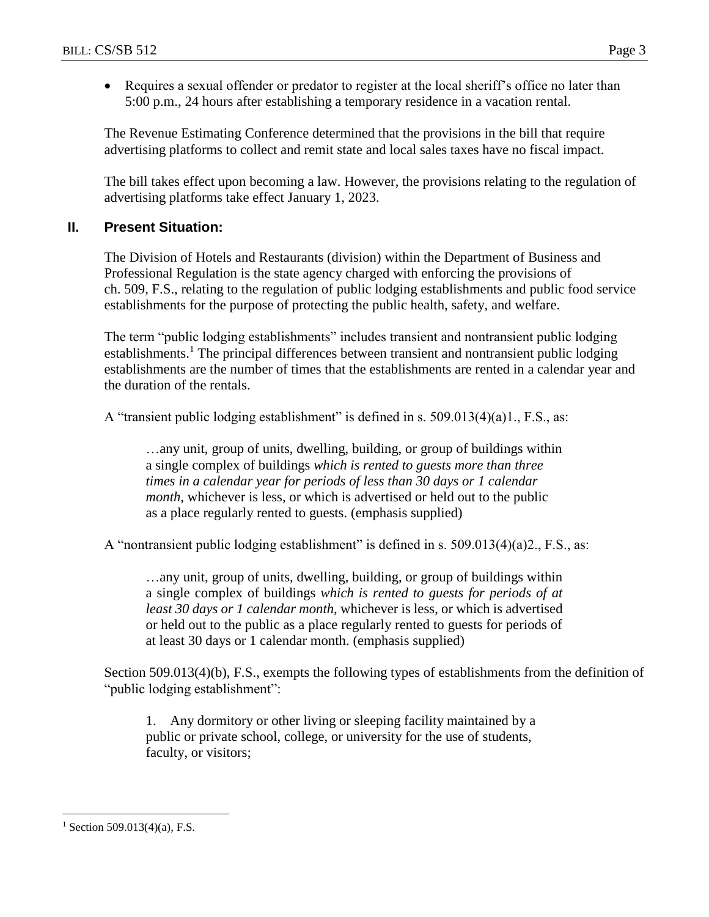- Requires a sexual offender or predator to register at the local sheriff's office no later than 5:00 p.m., 24 hours after establishing a temporary residence in a vacation rental.

The Revenue Estimating Conference determined that the provisions in the bill that require advertising platforms to collect and remit state and local sales taxes have no fiscal impact.

The bill takes effect upon becoming a law. However, the provisions relating to the regulation of advertising platforms take effect January 1, 2023.

## II. Present Situation:

The Division of Hotels and Restaurants (division) within the Department of Business and Professional Regulation is the state agency charged with enforcing the provisions of ch. 509, F.S., relating to the regulation of public lodging establishments and public food service establishments for the purpose of protecting the public health, safety, and welfare.

The term "public lodging establishments" includes transient and nontransient public lodging establishments.[1] The principal differences between transient and nontransient public lodging establishments are the number of times that the establishments are rented in a calendar year and the duration of the rentals.

A "transient public lodging establishment" is defined in s. 509.013(4)(a)1., F.S., as:

> …any unit, group of units, dwelling, building, or group of buildings within a single complex of buildings *which is rented to guests more than three times in a calendar year for periods of less than 30 days or 1 calendar month*, whichever is less, or which is advertised or held out to the public as a place regularly rented to guests. (emphasis supplied)

A "nontransient public lodging establishment" is defined in s. 509.013(4)(a)2., F.S., as:

> …any unit, group of units, dwelling, building, or group of buildings within a single complex of buildings *which is rented to guests for periods of at least 30 days or 1 calendar month*, whichever is less, or which is advertised or held out to the public as a place regularly rented to guests for periods of at least 30 days or 1 calendar month. (emphasis supplied)

Section 509.013(4)(b), F.S., exempts the following types of establishments from the definition of "public lodging establishment":

> 1. Any dormitory or other living or sleeping facility maintained by a public or private school, college, or university for the use of students, faculty, or visitors;

---

[1] Section 509.013(4)(a), F.S.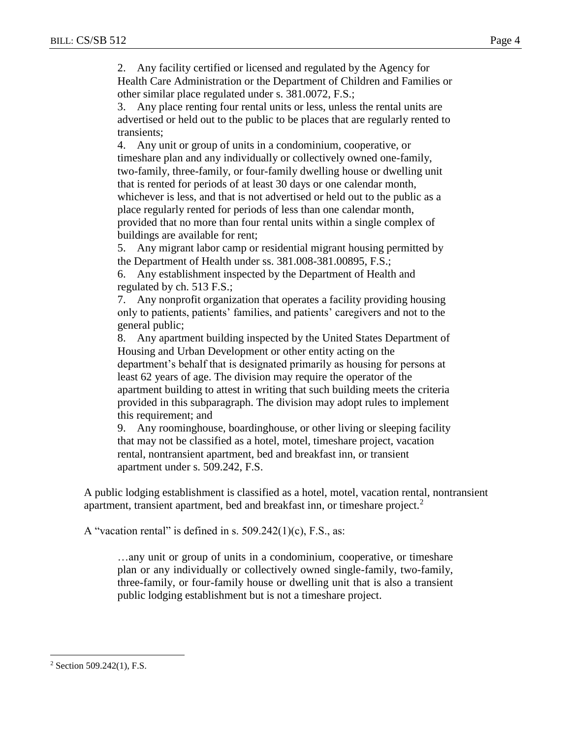2. Any facility certified or licensed and regulated by the Agency for Health Care Administration or the Department of Children and Families or other similar place regulated under s. 381.0072, F.S.;
3. Any place renting four rental units or less, unless the rental units are advertised or held out to the public to be places that are regularly rented to transients;
4. Any unit or group of units in a condominium, cooperative, or timeshare plan and any individually or collectively owned one-family, two-family, three-family, or four-family dwelling house or dwelling unit that is rented for periods of at least 30 days or one calendar month, whichever is less, and that is not advertised or held out to the public as a place regularly rented for periods of less than one calendar month, provided that no more than four rental units within a single complex of buildings are available for rent;
5. Any migrant labor camp or residential migrant housing permitted by the Department of Health under ss. 381.008-381.00895, F.S.;
6. Any establishment inspected by the Department of Health and regulated by ch. 513 F.S.;
7. Any nonprofit organization that operates a facility providing housing only to patients, patients' families, and patients' caregivers and not to the general public;
8. Any apartment building inspected by the United States Department of Housing and Urban Development or other entity acting on the department's behalf that is designated primarily as housing for persons at least 62 years of age. The division may require the operator of the apartment building to attest in writing that such building meets the criteria provided in this subparagraph. The division may adopt rules to implement this requirement; and
9. Any roominghouse, boardinghouse, or other living or sleeping facility that may not be classified as a hotel, motel, timeshare project, vacation rental, nontransient apartment, bed and breakfast inn, or transient apartment under s. 509.242, F.S.

A public lodging establishment is classified as a hotel, motel, vacation rental, nontransient apartment, transient apartment, bed and breakfast inn, or timeshare project.[2]

A "vacation rental" is defined in s. 509.242(1)(c), F.S., as:

> …any unit or group of units in a condominium, cooperative, or timeshare plan or any individually or collectively owned single-family, two-family, three-family, or four-family house or dwelling unit that is also a transient public lodging establishment but is not a timeshare project.

---

[2] Section 509.242(1), F.S.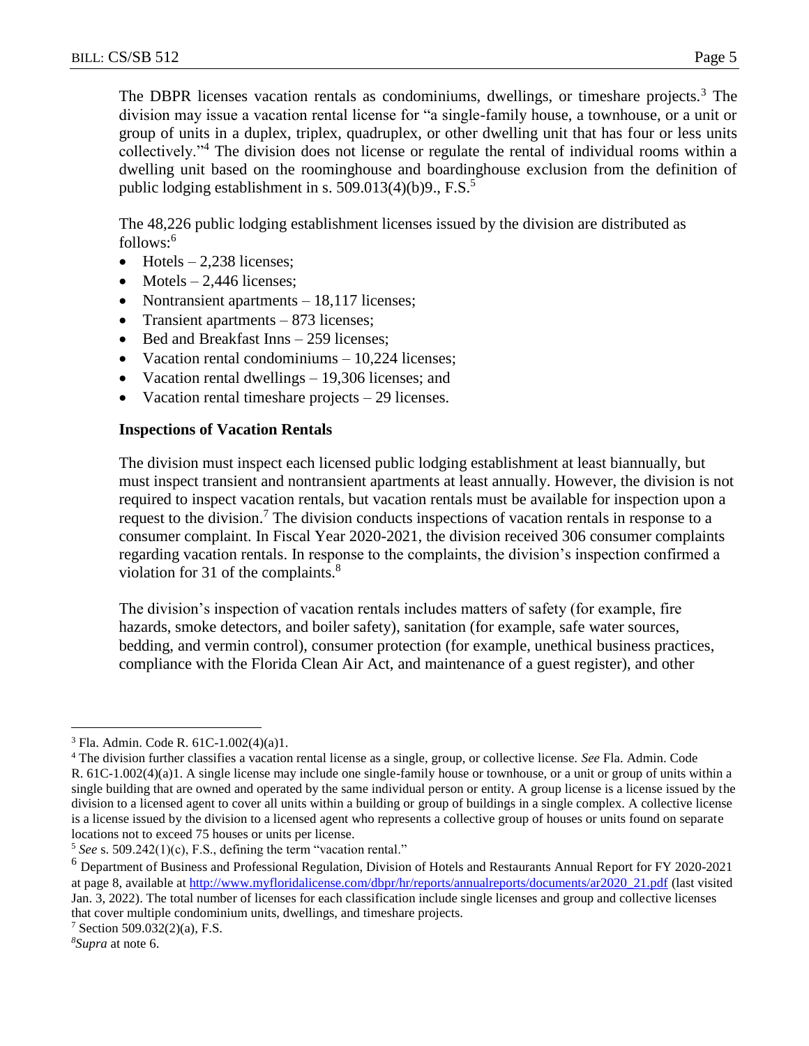The DBPR licenses vacation rentals as condominiums, dwellings, or timeshare projects.[3] The division may issue a vacation rental license for "a single-family house, a townhouse, or a unit or group of units in a duplex, triplex, quadruplex, or other dwelling unit that has four or less units collectively."[4] The division does not license or regulate the rental of individual rooms within a dwelling unit based on the roominghouse and boardinghouse exclusion from the definition of public lodging establishment in s. 509.013(4)(b)9., F.S.[5]

The 48,226 public lodging establishment licenses issued by the division are distributed as follows:[6]

- Hotels – 2,238 licenses;
- Motels – 2,446 licenses;
- Nontransient apartments – 18,117 licenses;
- Transient apartments – 873 licenses;
- Bed and Breakfast Inns – 259 licenses;
- Vacation rental condominiums – 10,224 licenses;
- Vacation rental dwellings – 19,306 licenses; and
- Vacation rental timeshare projects – 29 licenses.

**Inspections of Vacation Rentals**

The division must inspect each licensed public lodging establishment at least biannually, but must inspect transient and nontransient apartments at least annually. However, the division is not required to inspect vacation rentals, but vacation rentals must be available for inspection upon a request to the division.[7] The division conducts inspections of vacation rentals in response to a consumer complaint. In Fiscal Year 2020-2021, the division received 306 consumer complaints regarding vacation rentals. In response to the complaints, the division's inspection confirmed a violation for 31 of the complaints.[8]

The division's inspection of vacation rentals includes matters of safety (for example, fire hazards, smoke detectors, and boiler safety), sanitation (for example, safe water sources, bedding, and vermin control), consumer protection (for example, unethical business practices, compliance with the Florida Clean Air Act, and maintenance of a guest register), and other

---

[3] Fla. Admin. Code R. 61C-1.002(4)(a)1.

[4] The division further classifies a vacation rental license as a single, group, or collective license. *See* Fla. Admin. Code R. 61C-1.002(4)(a)1. A single license may include one single-family house or townhouse, or a unit or group of units within a single building that are owned and operated by the same individual person or entity. A group license is a license issued by the division to a licensed agent to cover all units within a building or group of buildings in a single complex. A collective license is a license issued by the division to a licensed agent who represents a collective group of houses or units found on separate locations not to exceed 75 houses or units per license.

[5] *See* s. 509.242(1)(c), F.S., defining the term "vacation rental."

[6] Department of Business and Professional Regulation, Division of Hotels and Restaurants Annual Report for FY 2020-2021 at page 8, available at http://www.myfloridalicense.com/dbpr/hr/reports/annualreports/documents/ar2020_21.pdf (last visited Jan. 3, 2022). The total number of licenses for each classification include single licenses and group and collective licenses that cover multiple condominium units, dwellings, and timeshare projects.

[7] Section 509.032(2)(a), F.S.

[8] *Supra* at note 6.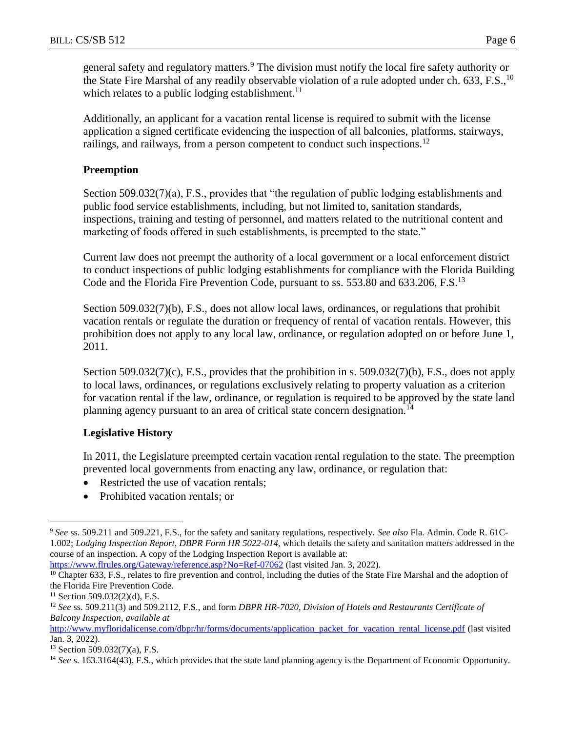general safety and regulatory matters.[9] The division must notify the local fire safety authority or the State Fire Marshal of any readily observable violation of a rule adopted under ch. 633, F.S.,[10] which relates to a public lodging establishment.[11]

Additionally, an applicant for a vacation rental license is required to submit with the license application a signed certificate evidencing the inspection of all balconies, platforms, stairways, railings, and railways, from a person competent to conduct such inspections.[12]

### Preemption

Section 509.032(7)(a), F.S., provides that "the regulation of public lodging establishments and public food service establishments, including, but not limited to, sanitation standards, inspections, training and testing of personnel, and matters related to the nutritional content and marketing of foods offered in such establishments, is preempted to the state."

Current law does not preempt the authority of a local government or a local enforcement district to conduct inspections of public lodging establishments for compliance with the Florida Building Code and the Florida Fire Prevention Code, pursuant to ss. 553.80 and 633.206, F.S.[13]

Section 509.032(7)(b), F.S., does not allow local laws, ordinances, or regulations that prohibit vacation rentals or regulate the duration or frequency of rental of vacation rentals. However, this prohibition does not apply to any local law, ordinance, or regulation adopted on or before June 1, 2011.

Section 509.032(7)(c), F.S., provides that the prohibition in s. 509.032(7)(b), F.S., does not apply to local laws, ordinances, or regulations exclusively relating to property valuation as a criterion for vacation rental if the law, ordinance, or regulation is required to be approved by the state land planning agency pursuant to an area of critical state concern designation.[14]

### Legislative History

In 2011, the Legislature preempted certain vacation rental regulation to the state. The preemption prevented local governments from enacting any law, ordinance, or regulation that:

- Restricted the use of vacation rentals;
- Prohibited vacation rentals; or

---

[9] *See* ss. 509.211 and 509.221, F.S., for the safety and sanitary regulations, respectively. *See also* Fla. Admin. Code R. 61C-1.002; *Lodging Inspection Report, DBPR Form HR 5022-014*, which details the safety and sanitation matters addressed in the course of an inspection. A copy of the Lodging Inspection Report is available at: https://www.flrules.org/Gateway/reference.asp?No=Ref-07062 (last visited Jan. 3, 2022).

[10] Chapter 633, F.S., relates to fire prevention and control, including the duties of the State Fire Marshal and the adoption of the Florida Fire Prevention Code.

[11] Section 509.032(2)(d), F.S.

[12] *See* ss. 509.211(3) and 509.2112, F.S., and form *DBPR HR-7020, Division of Hotels and Restaurants Certificate of Balcony Inspection*, *available at* http://www.myfloridalicense.com/dbpr/hr/forms/documents/application_packet_for_vacation_rental_license.pdf (last visited Jan. 3, 2022).

[13] Section 509.032(7)(a), F.S.

[14] *See* s. 163.3164(43), F.S., which provides that the state land planning agency is the Department of Economic Opportunity.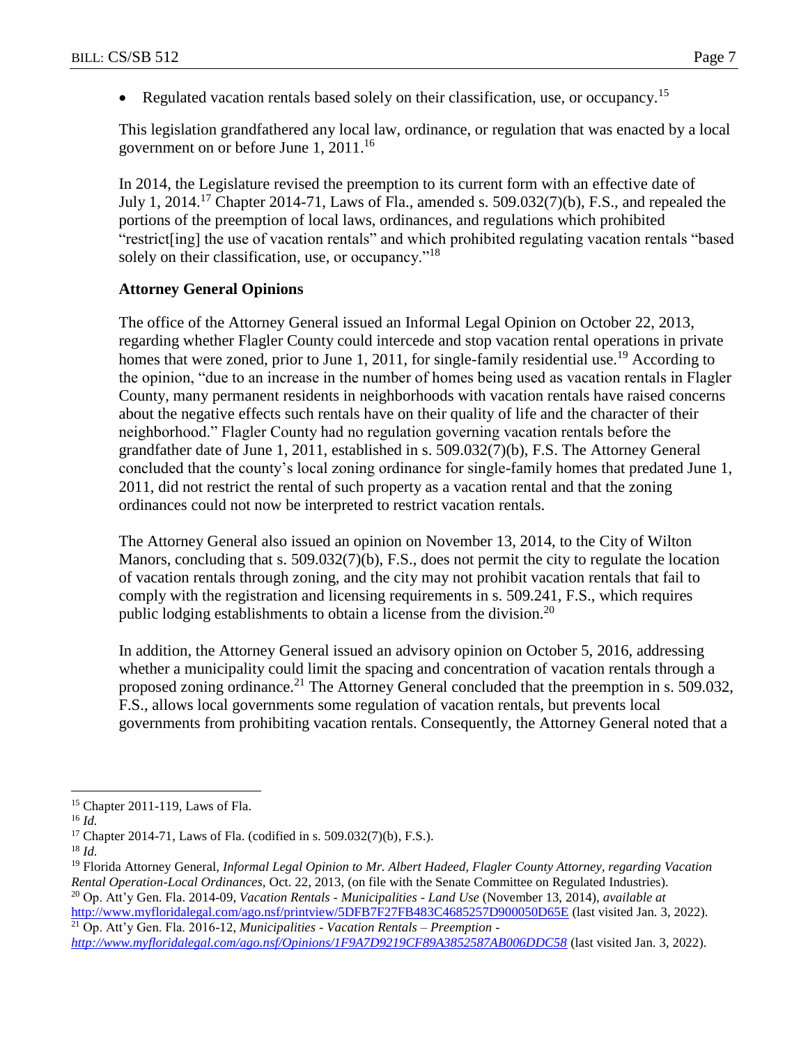- Regulated vacation rentals based solely on their classification, use, or occupancy.[15]

This legislation grandfathered any local law, ordinance, or regulation that was enacted by a local government on or before June 1, 2011.[16]

In 2014, the Legislature revised the preemption to its current form with an effective date of July 1, 2014.[17] Chapter 2014-71, Laws of Fla., amended s. 509.032(7)(b), F.S., and repealed the portions of the preemption of local laws, ordinances, and regulations which prohibited "restrict[ing] the use of vacation rentals" and which prohibited regulating vacation rentals "based solely on their classification, use, or occupancy."[18]

### Attorney General Opinions

The office of the Attorney General issued an Informal Legal Opinion on October 22, 2013, regarding whether Flagler County could intercede and stop vacation rental operations in private homes that were zoned, prior to June 1, 2011, for single-family residential use.[19] According to the opinion, "due to an increase in the number of homes being used as vacation rentals in Flagler County, many permanent residents in neighborhoods with vacation rentals have raised concerns about the negative effects such rentals have on their quality of life and the character of their neighborhood." Flagler County had no regulation governing vacation rentals before the grandfather date of June 1, 2011, established in s. 509.032(7)(b), F.S. The Attorney General concluded that the county's local zoning ordinance for single-family homes that predated June 1, 2011, did not restrict the rental of such property as a vacation rental and that the zoning ordinances could not now be interpreted to restrict vacation rentals.

The Attorney General also issued an opinion on November 13, 2014, to the City of Wilton Manors, concluding that s. 509.032(7)(b), F.S., does not permit the city to regulate the location of vacation rentals through zoning, and the city may not prohibit vacation rentals that fail to comply with the registration and licensing requirements in s. 509.241, F.S., which requires public lodging establishments to obtain a license from the division.[20]

In addition, the Attorney General issued an advisory opinion on October 5, 2016, addressing whether a municipality could limit the spacing and concentration of vacation rentals through a proposed zoning ordinance.[21] The Attorney General concluded that the preemption in s. 509.032, F.S., allows local governments some regulation of vacation rentals, but prevents local governments from prohibiting vacation rentals. Consequently, the Attorney General noted that a

---

[15] Chapter 2011-119, Laws of Fla.

[16] *Id.*

[17] Chapter 2014-71, Laws of Fla. (codified in s. 509.032(7)(b), F.S.).

[18] *Id.*

[19] Florida Attorney General, *Informal Legal Opinion to Mr. Albert Hadeed, Flagler County Attorney, regarding Vacation Rental Operation-Local Ordinances*, Oct. 22, 2013, (on file with the Senate Committee on Regulated Industries).

[20] Op. Att'y Gen. Fla. 2014-09, *Vacation Rentals - Municipalities - Land Use* (November 13, 2014), *available at* http://www.myfloridalegal.com/ago.nsf/printview/5DFB7F27FB483C4685257D900050D65E (last visited Jan. 3, 2022).

[21] Op. Att'y Gen. Fla. 2016-12, *Municipalities - Vacation Rentals – Preemption - http://www.myfloridalegal.com/ago.nsf/Opinions/1F9A7D9219CF89A3852587AB006DDC58* (last visited Jan. 3, 2022).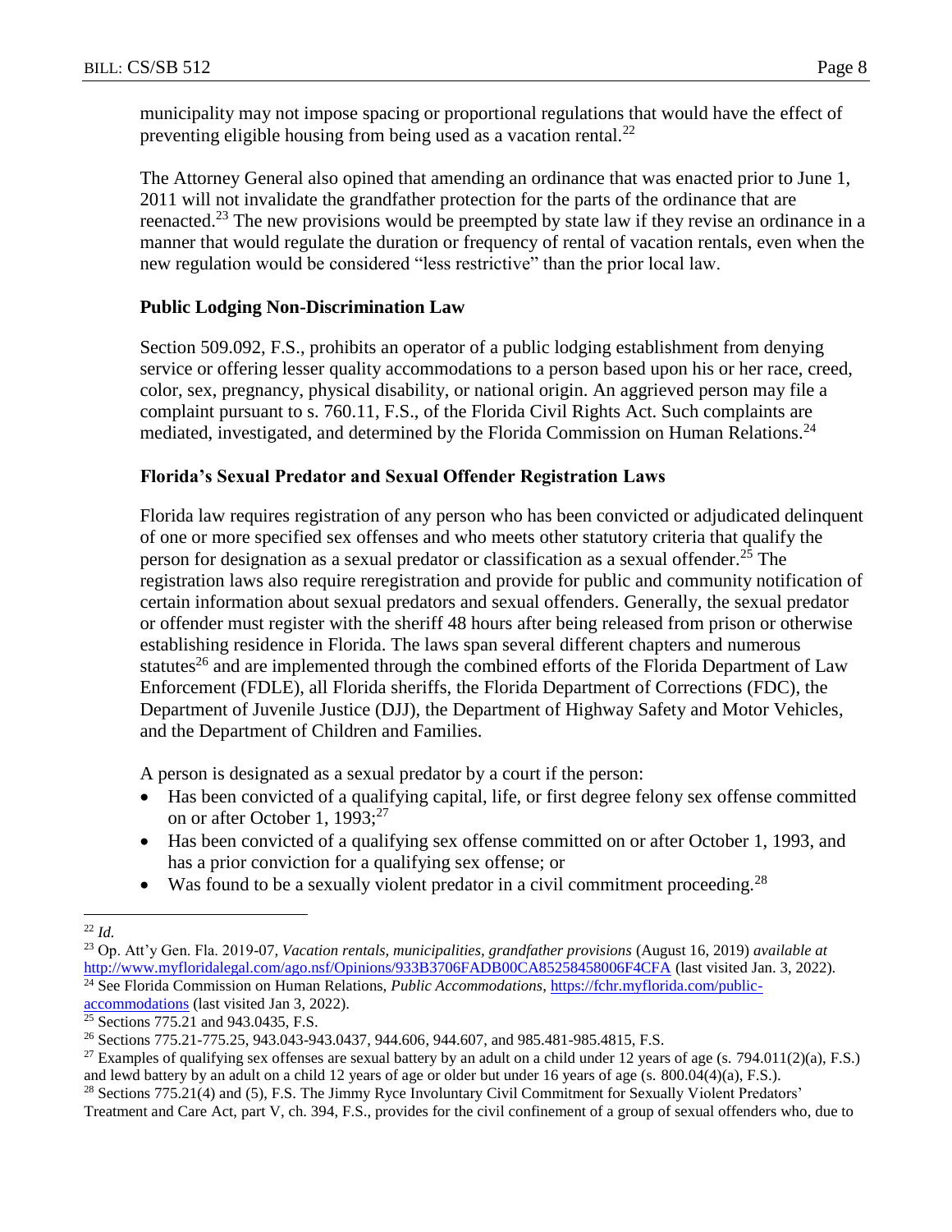municipality may not impose spacing or proportional regulations that would have the effect of preventing eligible housing from being used as a vacation rental.[22]

The Attorney General also opined that amending an ordinance that was enacted prior to June 1, 2011 will not invalidate the grandfather protection for the parts of the ordinance that are reenacted.[23] The new provisions would be preempted by state law if they revise an ordinance in a manner that would regulate the duration or frequency of rental of vacation rentals, even when the new regulation would be considered "less restrictive" than the prior local law.

### Public Lodging Non-Discrimination Law

Section 509.092, F.S., prohibits an operator of a public lodging establishment from denying service or offering lesser quality accommodations to a person based upon his or her race, creed, color, sex, pregnancy, physical disability, or national origin. An aggrieved person may file a complaint pursuant to s. 760.11, F.S., of the Florida Civil Rights Act. Such complaints are mediated, investigated, and determined by the Florida Commission on Human Relations.[24]

### Florida's Sexual Predator and Sexual Offender Registration Laws

Florida law requires registration of any person who has been convicted or adjudicated delinquent of one or more specified sex offenses and who meets other statutory criteria that qualify the person for designation as a sexual predator or classification as a sexual offender.[25] The registration laws also require reregistration and provide for public and community notification of certain information about sexual predators and sexual offenders. Generally, the sexual predator or offender must register with the sheriff 48 hours after being released from prison or otherwise establishing residence in Florida. The laws span several different chapters and numerous statutes[26] and are implemented through the combined efforts of the Florida Department of Law Enforcement (FDLE), all Florida sheriffs, the Florida Department of Corrections (FDC), the Department of Juvenile Justice (DJJ), the Department of Highway Safety and Motor Vehicles, and the Department of Children and Families.

A person is designated as a sexual predator by a court if the person:

- Has been convicted of a qualifying capital, life, or first degree felony sex offense committed on or after October 1, 1993;[27]
- Has been convicted of a qualifying sex offense committed on or after October 1, 1993, and has a prior conviction for a qualifying sex offense; or
- Was found to be a sexually violent predator in a civil commitment proceeding.[28]

---

[22] *Id.*

[23] Op. Att'y Gen. Fla. 2019-07, *Vacation rentals, municipalities, grandfather provisions* (August 16, 2019) *available at* http://www.myfloridalegal.com/ago.nsf/Opinions/933B3706FADB00CA85258458006F4CFA (last visited Jan. 3, 2022).

[24] See Florida Commission on Human Relations, *Public Accommodations*, https://fchr.myflorida.com/public-accommodations (last visited Jan 3, 2022).

[25] Sections 775.21 and 943.0435, F.S.

[26] Sections 775.21-775.25, 943.043-943.0437, 944.606, 944.607, and 985.481-985.4815, F.S.

[27] Examples of qualifying sex offenses are sexual battery by an adult on a child under 12 years of age (s. 794.011(2)(a), F.S.) and lewd battery by an adult on a child 12 years of age or older but under 16 years of age (s. 800.04(4)(a), F.S.).

[28] Sections 775.21(4) and (5), F.S. The Jimmy Ryce Involuntary Civil Commitment for Sexually Violent Predators' Treatment and Care Act, part V, ch. 394, F.S., provides for the civil confinement of a group of sexual offenders who, due to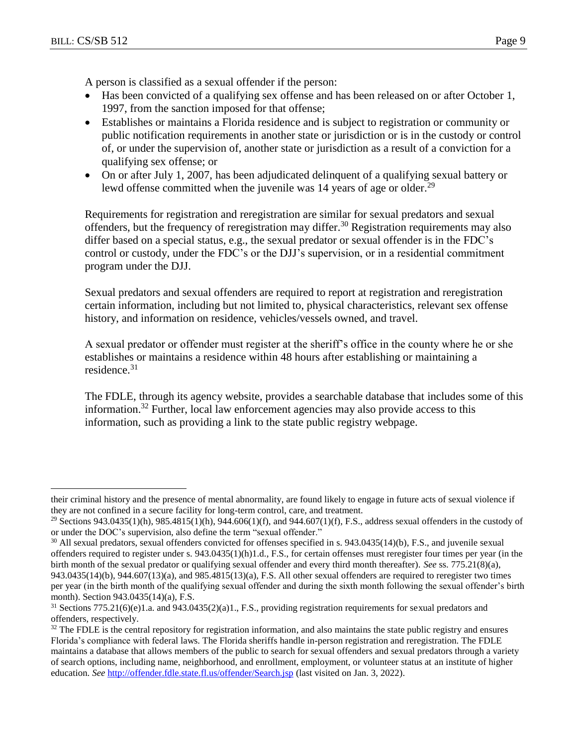A person is classified as a sexual offender if the person:

- Has been convicted of a qualifying sex offense and has been released on or after October 1, 1997, from the sanction imposed for that offense;
- Establishes or maintains a Florida residence and is subject to registration or community or public notification requirements in another state or jurisdiction or is in the custody or control of, or under the supervision of, another state or jurisdiction as a result of a conviction for a qualifying sex offense; or
- On or after July 1, 2007, has been adjudicated delinquent of a qualifying sexual battery or lewd offense committed when the juvenile was 14 years of age or older.[29]

Requirements for registration and reregistration are similar for sexual predators and sexual offenders, but the frequency of reregistration may differ.[30] Registration requirements may also differ based on a special status, e.g., the sexual predator or sexual offender is in the FDC's control or custody, under the FDC's or the DJJ's supervision, or in a residential commitment program under the DJJ.

Sexual predators and sexual offenders are required to report at registration and reregistration certain information, including but not limited to, physical characteristics, relevant sex offense history, and information on residence, vehicles/vessels owned, and travel.

A sexual predator or offender must register at the sheriff's office in the county where he or she establishes or maintains a residence within 48 hours after establishing or maintaining a residence.[31]

The FDLE, through its agency website, provides a searchable database that includes some of this information.[32] Further, local law enforcement agencies may also provide access to this information, such as providing a link to the state public registry webpage.

---

their criminal history and the presence of mental abnormality, are found likely to engage in future acts of sexual violence if they are not confined in a secure facility for long-term control, care, and treatment.

[29] Sections 943.0435(1)(h), 985.4815(1)(h), 944.606(1)(f), and 944.607(1)(f), F.S., address sexual offenders in the custody of or under the DOC's supervision, also define the term "sexual offender."

[30] All sexual predators, sexual offenders convicted for offenses specified in s. 943.0435(14)(b), F.S., and juvenile sexual offenders required to register under s. 943.0435(1)(h)1.d., F.S., for certain offenses must reregister four times per year (in the birth month of the sexual predator or qualifying sexual offender and every third month thereafter). *See* ss. 775.21(8)(a), 943.0435(14)(b), 944.607(13)(a), and 985.4815(13)(a), F.S. All other sexual offenders are required to reregister two times per year (in the birth month of the qualifying sexual offender and during the sixth month following the sexual offender's birth month). Section 943.0435(14)(a), F.S.

[31] Sections 775.21(6)(e)1.a. and 943.0435(2)(a)1., F.S., providing registration requirements for sexual predators and offenders, respectively.

[32] The FDLE is the central repository for registration information, and also maintains the state public registry and ensures Florida's compliance with federal laws. The Florida sheriffs handle in-person registration and reregistration. The FDLE maintains a database that allows members of the public to search for sexual offenders and sexual predators through a variety of search options, including name, neighborhood, and enrollment, employment, or volunteer status at an institute of higher education. *See* http://offender.fdle.state.fl.us/offender/Search.jsp (last visited on Jan. 3, 2022).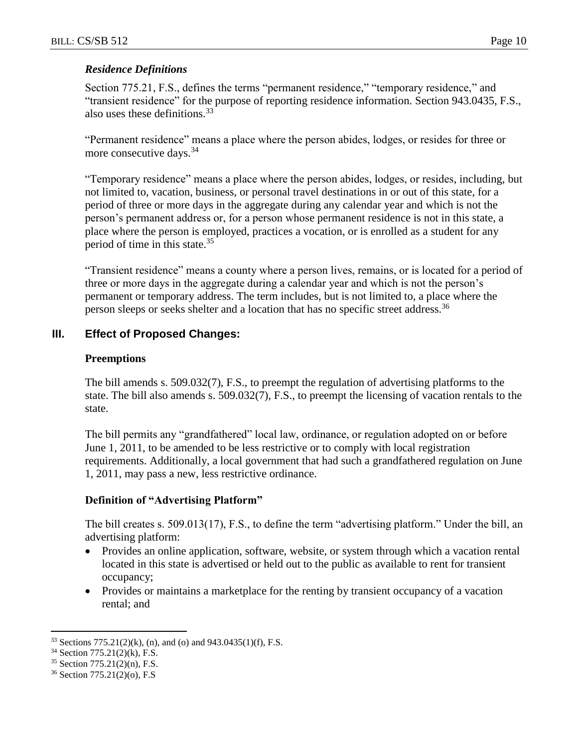### *Residence Definitions*

Section 775.21, F.S., defines the terms "permanent residence," "temporary residence," and "transient residence" for the purpose of reporting residence information. Section 943.0435, F.S., also uses these definitions.[33]

"Permanent residence" means a place where the person abides, lodges, or resides for three or more consecutive days.[34]

"Temporary residence" means a place where the person abides, lodges, or resides, including, but not limited to, vacation, business, or personal travel destinations in or out of this state, for a period of three or more days in the aggregate during any calendar year and which is not the person's permanent address or, for a person whose permanent residence is not in this state, a place where the person is employed, practices a vocation, or is enrolled as a student for any period of time in this state.[35]

"Transient residence" means a county where a person lives, remains, or is located for a period of three or more days in the aggregate during a calendar year and which is not the person's permanent or temporary address. The term includes, but is not limited to, a place where the person sleeps or seeks shelter and a location that has no specific street address.[36]

## III. Effect of Proposed Changes:

### Preemptions

The bill amends s. 509.032(7), F.S., to preempt the regulation of advertising platforms to the state. The bill also amends s. 509.032(7), F.S., to preempt the licensing of vacation rentals to the state.

The bill permits any "grandfathered" local law, ordinance, or regulation adopted on or before June 1, 2011, to be amended to be less restrictive or to comply with local registration requirements. Additionally, a local government that had such a grandfathered regulation on June 1, 2011, may pass a new, less restrictive ordinance.

### Definition of "Advertising Platform"

The bill creates s. 509.013(17), F.S., to define the term "advertising platform." Under the bill, an advertising platform:

- Provides an online application, software, website, or system through which a vacation rental located in this state is advertised or held out to the public as available to rent for transient occupancy;
- Provides or maintains a marketplace for the renting by transient occupancy of a vacation rental; and

---

[33] Sections 775.21(2)(k), (n), and (o) and 943.0435(1)(f), F.S.

[34] Section 775.21(2)(k), F.S.

[35] Section 775.21(2)(n), F.S.

[36] Section 775.21(2)(o), F.S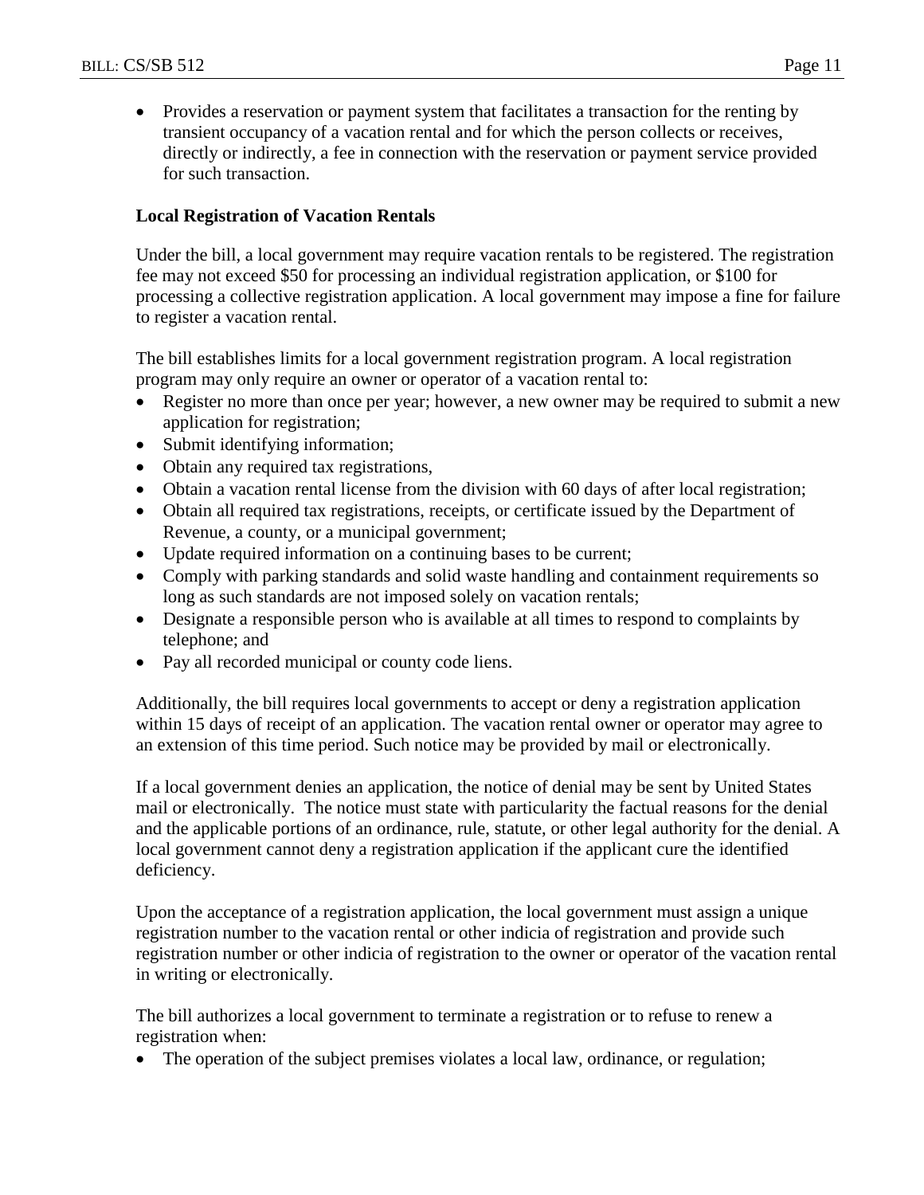- Provides a reservation or payment system that facilitates a transaction for the renting by transient occupancy of a vacation rental and for which the person collects or receives, directly or indirectly, a fee in connection with the reservation or payment service provided for such transaction.

**Local Registration of Vacation Rentals**

Under the bill, a local government may require vacation rentals to be registered. The registration fee may not exceed $50 for processing an individual registration application, or $100 for processing a collective registration application. A local government may impose a fine for failure to register a vacation rental.

The bill establishes limits for a local government registration program. A local registration program may only require an owner or operator of a vacation rental to:

- Register no more than once per year; however, a new owner may be required to submit a new application for registration;
- Submit identifying information;
- Obtain any required tax registrations,
- Obtain a vacation rental license from the division with 60 days of after local registration;
- Obtain all required tax registrations, receipts, or certificate issued by the Department of Revenue, a county, or a municipal government;
- Update required information on a continuing bases to be current;
- Comply with parking standards and solid waste handling and containment requirements so long as such standards are not imposed solely on vacation rentals;
- Designate a responsible person who is available at all times to respond to complaints by telephone; and
- Pay all recorded municipal or county code liens.

Additionally, the bill requires local governments to accept or deny a registration application within 15 days of receipt of an application. The vacation rental owner or operator may agree to an extension of this time period. Such notice may be provided by mail or electronically.

If a local government denies an application, the notice of denial may be sent by United States mail or electronically. The notice must state with particularity the factual reasons for the denial and the applicable portions of an ordinance, rule, statute, or other legal authority for the denial. A local government cannot deny a registration application if the applicant cure the identified deficiency.

Upon the acceptance of a registration application, the local government must assign a unique registration number to the vacation rental or other indicia of registration and provide such registration number or other indicia of registration to the owner or operator of the vacation rental in writing or electronically.

The bill authorizes a local government to terminate a registration or to refuse to renew a registration when:

- The operation of the subject premises violates a local law, ordinance, or regulation;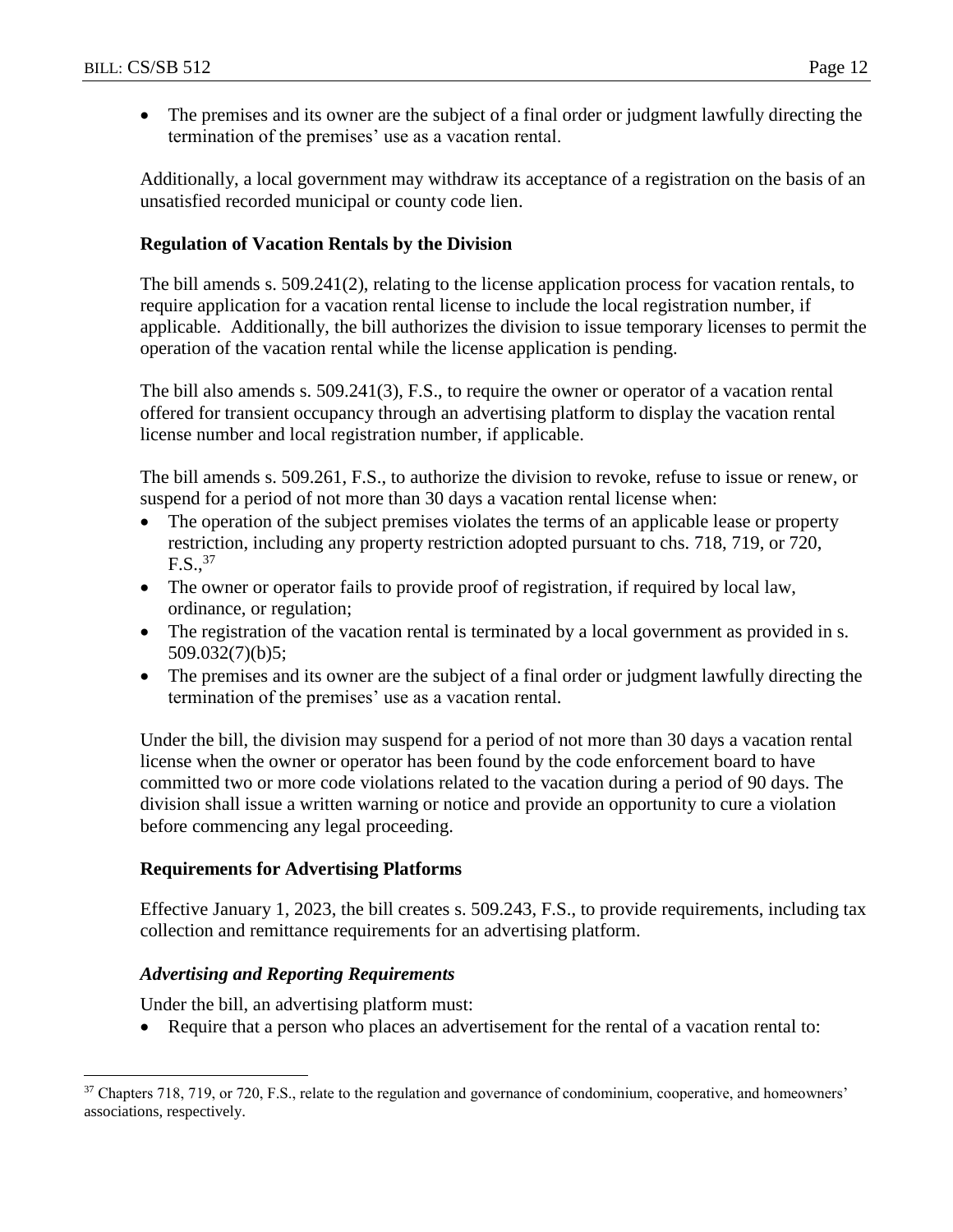- The premises and its owner are the subject of a final order or judgment lawfully directing the termination of the premises' use as a vacation rental.

Additionally, a local government may withdraw its acceptance of a registration on the basis of an unsatisfied recorded municipal or county code lien.

**Regulation of Vacation Rentals by the Division**

The bill amends s. 509.241(2), relating to the license application process for vacation rentals, to require application for a vacation rental license to include the local registration number, if applicable. Additionally, the bill authorizes the division to issue temporary licenses to permit the operation of the vacation rental while the license application is pending.

The bill also amends s. 509.241(3), F.S., to require the owner or operator of a vacation rental offered for transient occupancy through an advertising platform to display the vacation rental license number and local registration number, if applicable.

The bill amends s. 509.261, F.S., to authorize the division to revoke, refuse to issue or renew, or suspend for a period of not more than 30 days a vacation rental license when:

- The operation of the subject premises violates the terms of an applicable lease or property restriction, including any property restriction adopted pursuant to chs. 718, 719, or 720, F.S.,[37]
- The owner or operator fails to provide proof of registration, if required by local law, ordinance, or regulation;
- The registration of the vacation rental is terminated by a local government as provided in s. 509.032(7)(b)5;
- The premises and its owner are the subject of a final order or judgment lawfully directing the termination of the premises' use as a vacation rental.

Under the bill, the division may suspend for a period of not more than 30 days a vacation rental license when the owner or operator has been found by the code enforcement board to have committed two or more code violations related to the vacation during a period of 90 days. The division shall issue a written warning or notice and provide an opportunity to cure a violation before commencing any legal proceeding.

**Requirements for Advertising Platforms**

Effective January 1, 2023, the bill creates s. 509.243, F.S., to provide requirements, including tax collection and remittance requirements for an advertising platform.

***Advertising and Reporting Requirements***

Under the bill, an advertising platform must:

- Require that a person who places an advertisement for the rental of a vacation rental to:

---

[37] Chapters 718, 719, or 720, F.S., relate to the regulation and governance of condominium, cooperative, and homeowners' associations, respectively.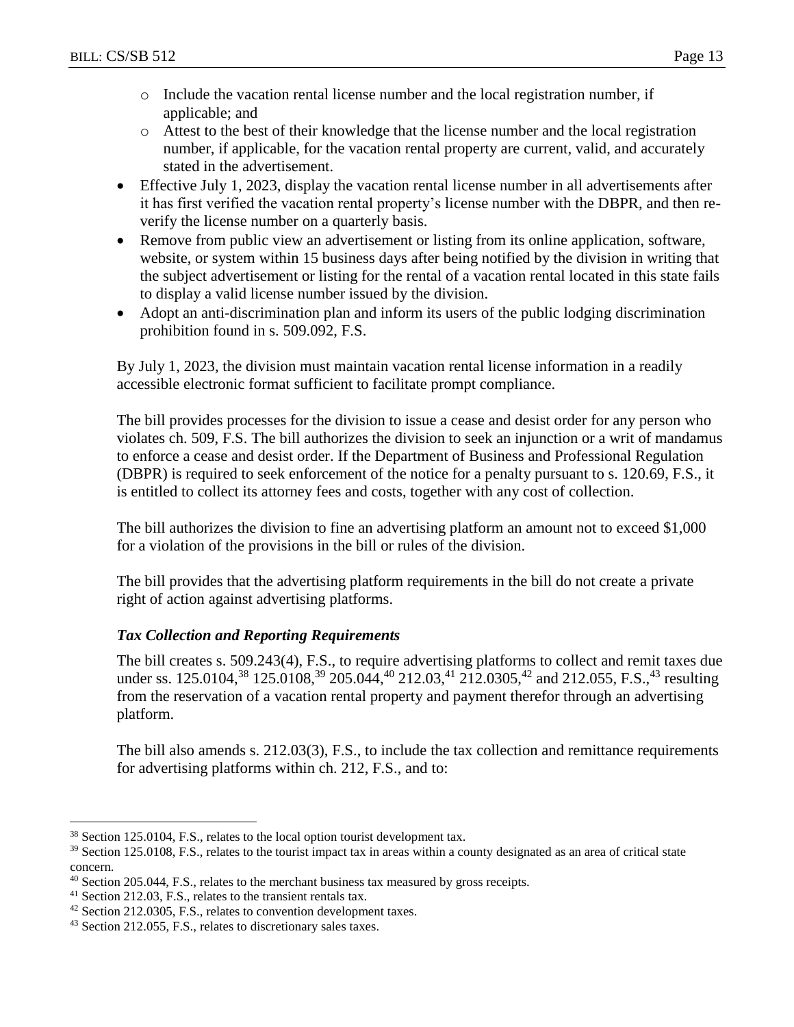- Include the vacation rental license number and the local registration number, if applicable; and
  - Attest to the best of their knowledge that the license number and the local registration number, if applicable, for the vacation rental property are current, valid, and accurately stated in the advertisement.
- Effective July 1, 2023, display the vacation rental license number in all advertisements after it has first verified the vacation rental property's license number with the DBPR, and then re-verify the license number on a quarterly basis.
- Remove from public view an advertisement or listing from its online application, software, website, or system within 15 business days after being notified by the division in writing that the subject advertisement or listing for the rental of a vacation rental located in this state fails to display a valid license number issued by the division.
- Adopt an anti-discrimination plan and inform its users of the public lodging discrimination prohibition found in s. 509.092, F.S.

By July 1, 2023, the division must maintain vacation rental license information in a readily accessible electronic format sufficient to facilitate prompt compliance.

The bill provides processes for the division to issue a cease and desist order for any person who violates ch. 509, F.S. The bill authorizes the division to seek an injunction or a writ of mandamus to enforce a cease and desist order. If the Department of Business and Professional Regulation (DBPR) is required to seek enforcement of the notice for a penalty pursuant to s. 120.69, F.S., it is entitled to collect its attorney fees and costs, together with any cost of collection.

The bill authorizes the division to fine an advertising platform an amount not to exceed $1,000 for a violation of the provisions in the bill or rules of the division.

The bill provides that the advertising platform requirements in the bill do not create a private right of action against advertising platforms.

### *Tax Collection and Reporting Requirements*

The bill creates s. 509.243(4), F.S., to require advertising platforms to collect and remit taxes due under ss. 125.0104,[38] 125.0108,[39] 205.044,[40] 212.03,[41] 212.0305,[42] and 212.055, F.S.,[43] resulting from the reservation of a vacation rental property and payment therefor through an advertising platform.

The bill also amends s. 212.03(3), F.S., to include the tax collection and remittance requirements for advertising platforms within ch. 212, F.S., and to:

---

[38] Section 125.0104, F.S., relates to the local option tourist development tax.

[39] Section 125.0108, F.S., relates to the tourist impact tax in areas within a county designated as an area of critical state concern.

[40] Section 205.044, F.S., relates to the merchant business tax measured by gross receipts.

[41] Section 212.03, F.S., relates to the transient rentals tax.

[42] Section 212.0305, F.S., relates to convention development taxes.

[43] Section 212.055, F.S., relates to discretionary sales taxes.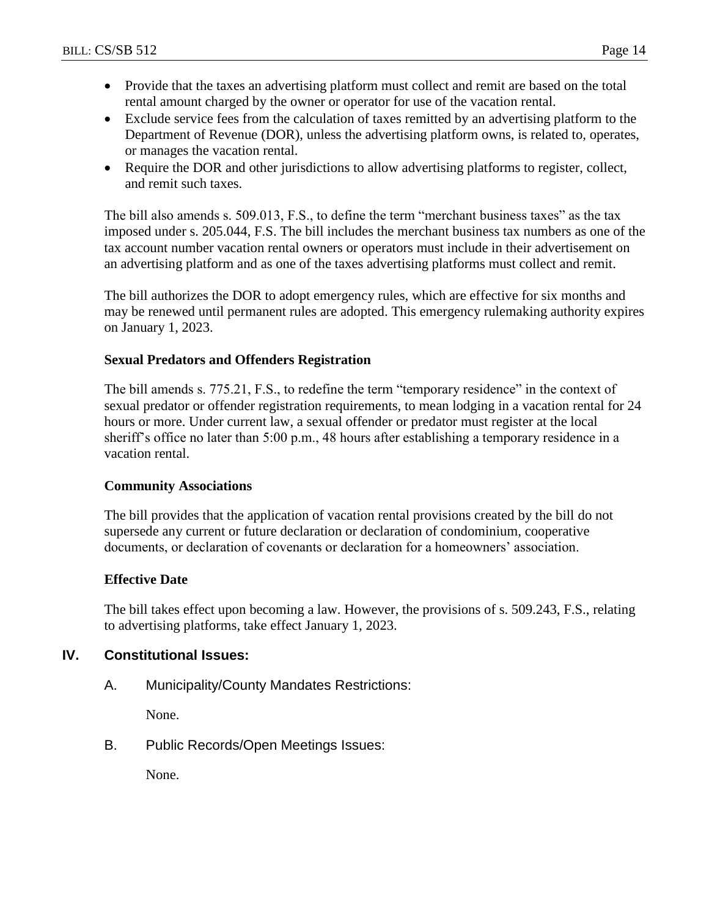- Provide that the taxes an advertising platform must collect and remit are based on the total rental amount charged by the owner or operator for use of the vacation rental.
- Exclude service fees from the calculation of taxes remitted by an advertising platform to the Department of Revenue (DOR), unless the advertising platform owns, is related to, operates, or manages the vacation rental.
- Require the DOR and other jurisdictions to allow advertising platforms to register, collect, and remit such taxes.

The bill also amends s. 509.013, F.S., to define the term "merchant business taxes" as the tax imposed under s. 205.044, F.S. The bill includes the merchant business tax numbers as one of the tax account number vacation rental owners or operators must include in their advertisement on an advertising platform and as one of the taxes advertising platforms must collect and remit.

The bill authorizes the DOR to adopt emergency rules, which are effective for six months and may be renewed until permanent rules are adopted. This emergency rulemaking authority expires on January 1, 2023.

**Sexual Predators and Offenders Registration**

The bill amends s. 775.21, F.S., to redefine the term "temporary residence" in the context of sexual predator or offender registration requirements, to mean lodging in a vacation rental for 24 hours or more. Under current law, a sexual offender or predator must register at the local sheriff's office no later than 5:00 p.m., 48 hours after establishing a temporary residence in a vacation rental.

**Community Associations**

The bill provides that the application of vacation rental provisions created by the bill do not supersede any current or future declaration or declaration of condominium, cooperative documents, or declaration of covenants or declaration for a homeowners' association.

**Effective Date**

The bill takes effect upon becoming a law. However, the provisions of s. 509.243, F.S., relating to advertising platforms, take effect January 1, 2023.

## IV. Constitutional Issues:

### A. Municipality/County Mandates Restrictions:

None.

### B. Public Records/Open Meetings Issues:

None.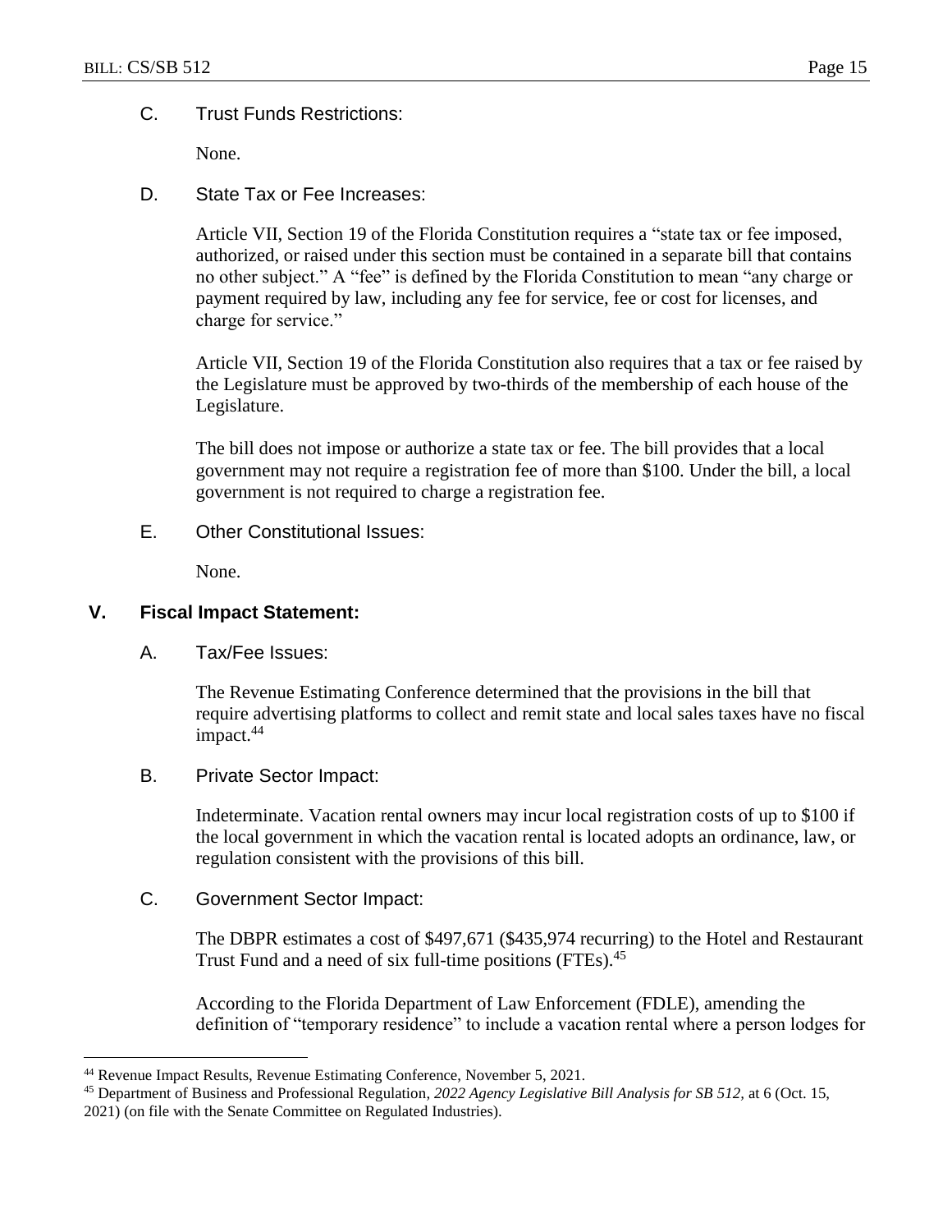C. Trust Funds Restrictions:

None.

D. State Tax or Fee Increases:

Article VII, Section 19 of the Florida Constitution requires a "state tax or fee imposed, authorized, or raised under this section must be contained in a separate bill that contains no other subject." A "fee" is defined by the Florida Constitution to mean "any charge or payment required by law, including any fee for service, fee or cost for licenses, and charge for service."

Article VII, Section 19 of the Florida Constitution also requires that a tax or fee raised by the Legislature must be approved by two-thirds of the membership of each house of the Legislature.

The bill does not impose or authorize a state tax or fee. The bill provides that a local government may not require a registration fee of more than $100. Under the bill, a local government is not required to charge a registration fee.

E. Other Constitutional Issues:

None.

## V. Fiscal Impact Statement:

A. Tax/Fee Issues:

The Revenue Estimating Conference determined that the provisions in the bill that require advertising platforms to collect and remit state and local sales taxes have no fiscal impact.[44]

B. Private Sector Impact:

Indeterminate. Vacation rental owners may incur local registration costs of up to $100 if the local government in which the vacation rental is located adopts an ordinance, law, or regulation consistent with the provisions of this bill.

C. Government Sector Impact:

The DBPR estimates a cost of $497,671 ($435,974 recurring) to the Hotel and Restaurant Trust Fund and a need of six full-time positions (FTEs).[45]

According to the Florida Department of Law Enforcement (FDLE), amending the definition of "temporary residence" to include a vacation rental where a person lodges for

---

[44] Revenue Impact Results, Revenue Estimating Conference, November 5, 2021.

[45] Department of Business and Professional Regulation, *2022 Agency Legislative Bill Analysis for SB 512*, at 6 (Oct. 15, 2021) (on file with the Senate Committee on Regulated Industries).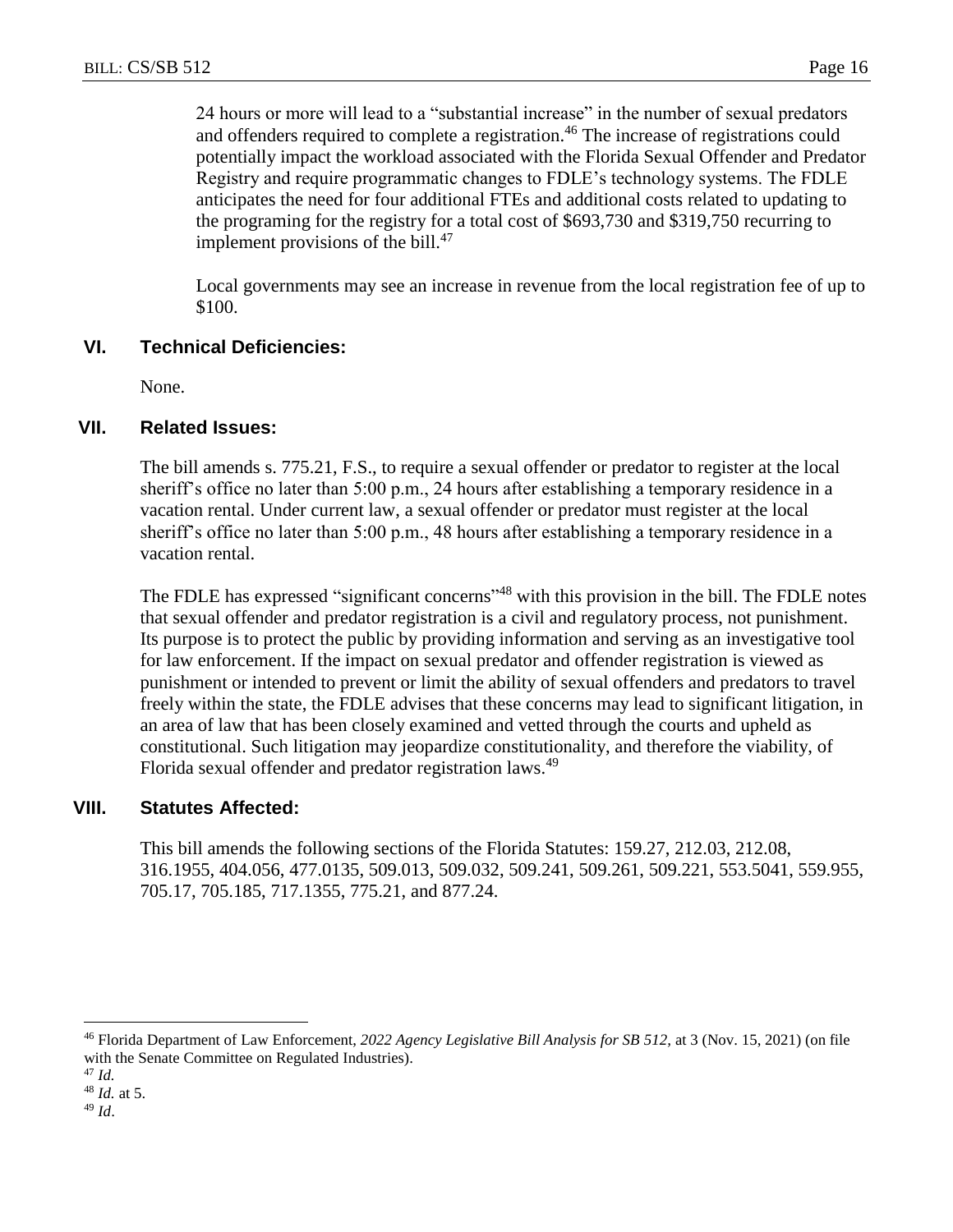24 hours or more will lead to a "substantial increase" in the number of sexual predators and offenders required to complete a registration.[46] The increase of registrations could potentially impact the workload associated with the Florida Sexual Offender and Predator Registry and require programmatic changes to FDLE's technology systems. The FDLE anticipates the need for four additional FTEs and additional costs related to updating to the programing for the registry for a total cost of $693,730 and $319,750 recurring to implement provisions of the bill.[47]

Local governments may see an increase in revenue from the local registration fee of up to $100.

## VI. Technical Deficiencies:

None.

## VII. Related Issues:

The bill amends s. 775.21, F.S., to require a sexual offender or predator to register at the local sheriff's office no later than 5:00 p.m., 24 hours after establishing a temporary residence in a vacation rental. Under current law, a sexual offender or predator must register at the local sheriff's office no later than 5:00 p.m., 48 hours after establishing a temporary residence in a vacation rental.

The FDLE has expressed "significant concerns"[48] with this provision in the bill. The FDLE notes that sexual offender and predator registration is a civil and regulatory process, not punishment. Its purpose is to protect the public by providing information and serving as an investigative tool for law enforcement. If the impact on sexual predator and offender registration is viewed as punishment or intended to prevent or limit the ability of sexual offenders and predators to travel freely within the state, the FDLE advises that these concerns may lead to significant litigation, in an area of law that has been closely examined and vetted through the courts and upheld as constitutional. Such litigation may jeopardize constitutionality, and therefore the viability, of Florida sexual offender and predator registration laws.[49]

## VIII. Statutes Affected:

This bill amends the following sections of the Florida Statutes: 159.27, 212.03, 212.08, 316.1955, 404.056, 477.0135, 509.013, 509.032, 509.241, 509.261, 509.221, 553.5041, 559.955, 705.17, 705.185, 717.1355, 775.21, and 877.24.

---

[46] Florida Department of Law Enforcement, *2022 Agency Legislative Bill Analysis for SB 512*, at 3 (Nov. 15, 2021) (on file with the Senate Committee on Regulated Industries).

[47] *Id.*

[48] *Id.* at 5.

[49] *Id*.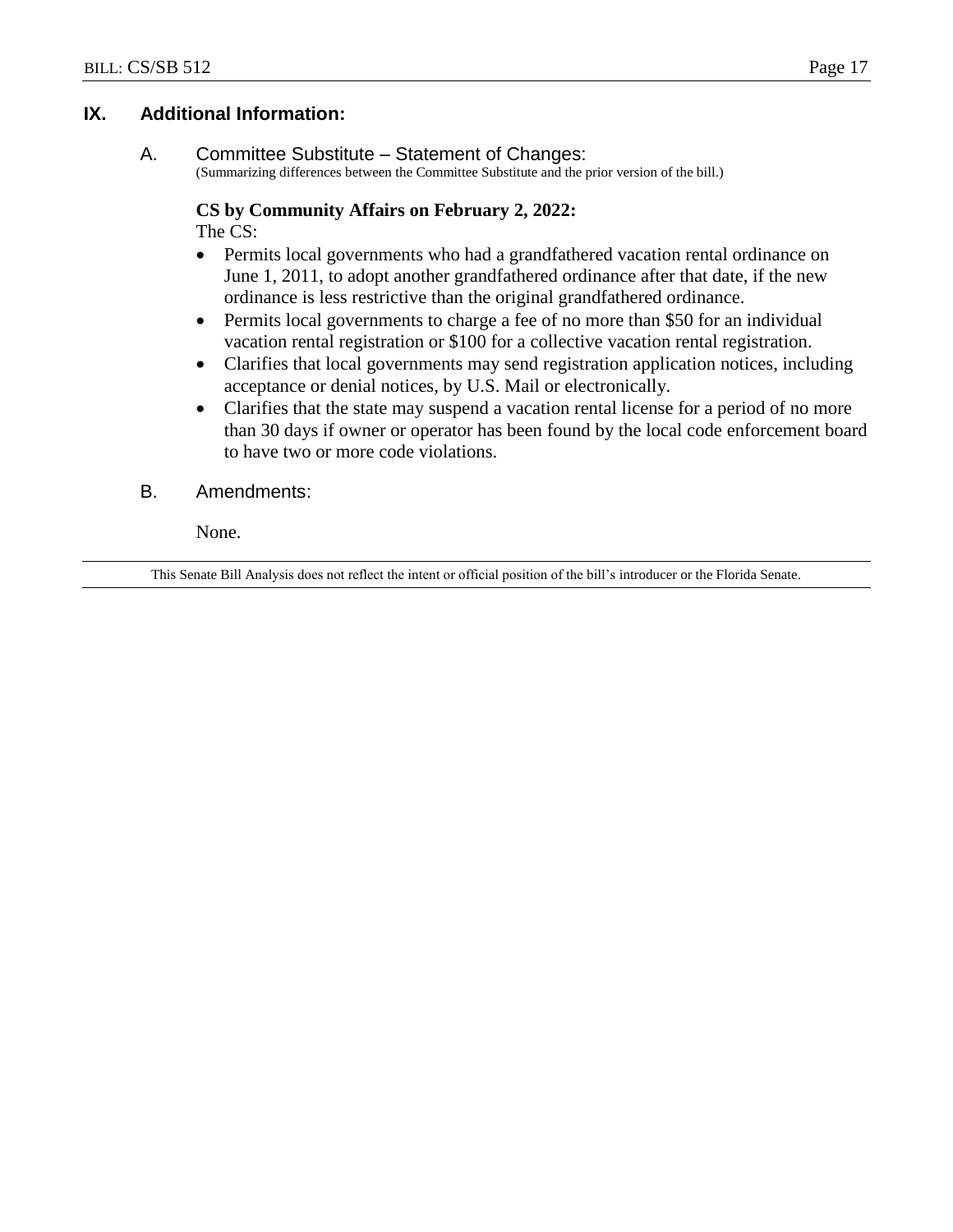## IX. Additional Information:

### A. Committee Substitute – Statement of Changes:

(Summarizing differences between the Committee Substitute and the prior version of the bill.)

**CS by Community Affairs on February 2, 2022:**

The CS:

- Permits local governments who had a grandfathered vacation rental ordinance on June 1, 2011, to adopt another grandfathered ordinance after that date, if the new ordinance is less restrictive than the original grandfathered ordinance.
- Permits local governments to charge a fee of no more than $50 for an individual vacation rental registration or $100 for a collective vacation rental registration.
- Clarifies that local governments may send registration application notices, including acceptance or denial notices, by U.S. Mail or electronically.
- Clarifies that the state may suspend a vacation rental license for a period of no more than 30 days if owner or operator has been found by the local code enforcement board to have two or more code violations.

### B. Amendments:

None.

This Senate Bill Analysis does not reflect the intent or official position of the bill's introducer or the Florida Senate.